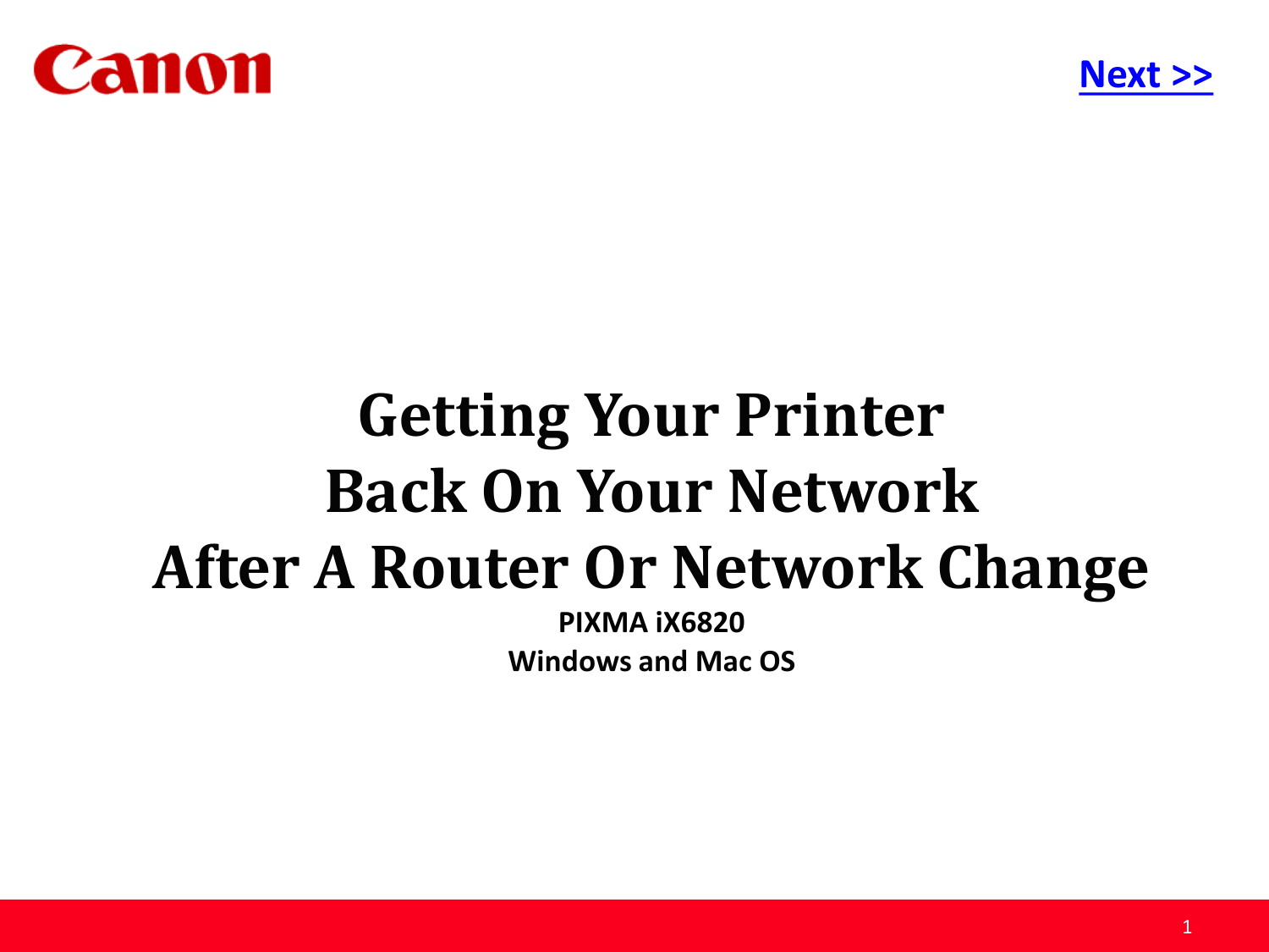Next >>

# Getting Your Printer Back On Your Network After A Router Or Network Change

**PIXMA iX6820**

**Windows and Mac OS**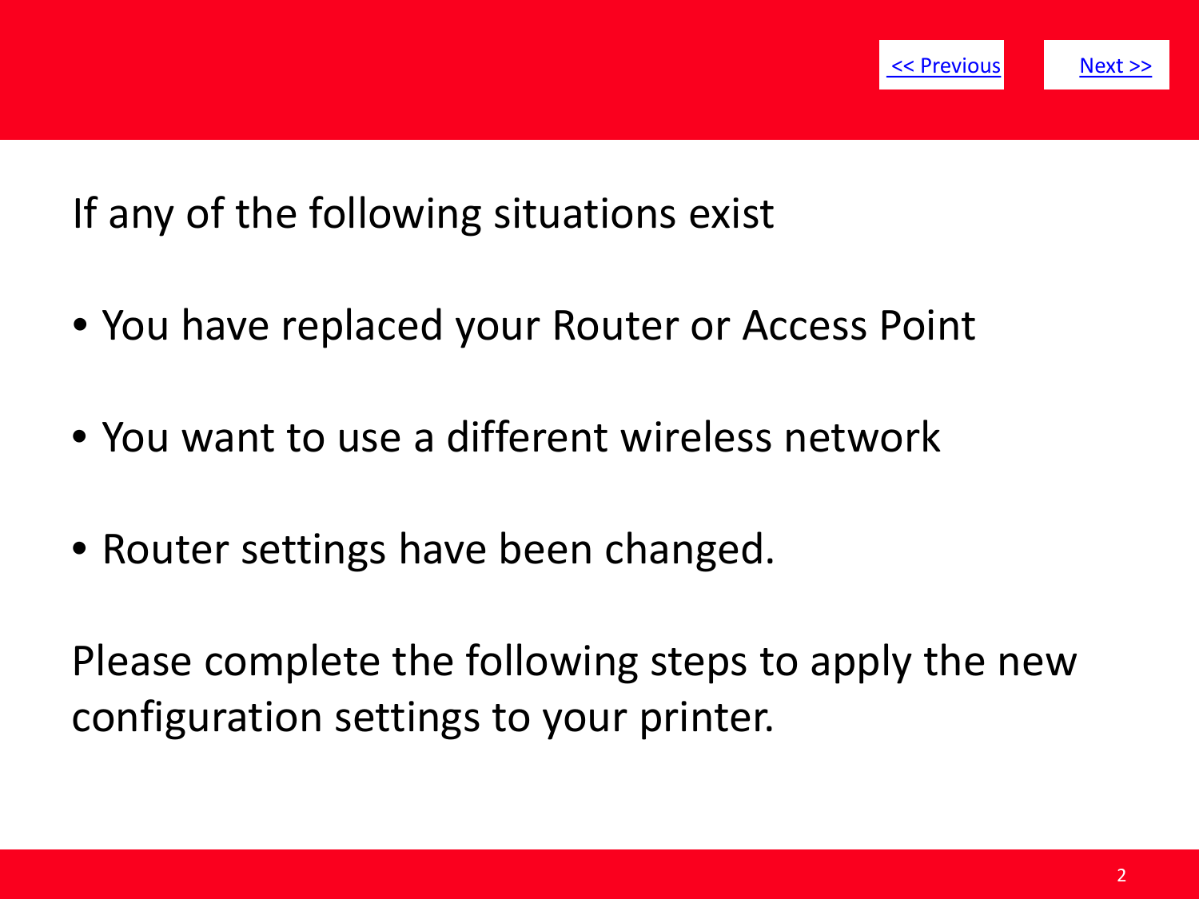[<< Previous]() [Next >>]()

If any of the following situations exist

- You have replaced your Router or Access Point
- You want to use a different wireless network
- Router settings have been changed.

Please complete the following steps to apply the new configuration settings to your printer.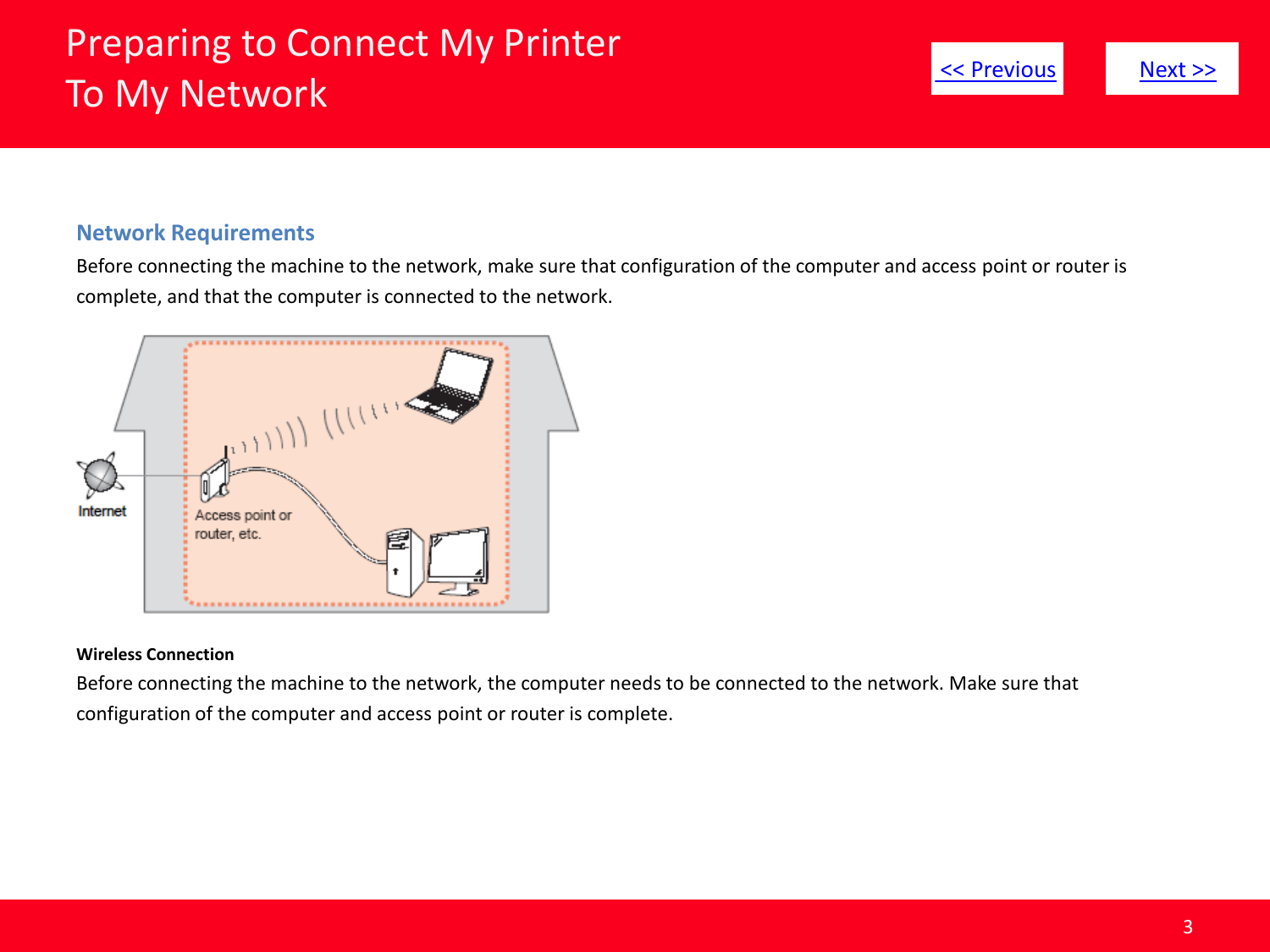# Preparing to Connect My Printer To My Network

[<< Previous]  [Next >>]

## Network Requirements

Before connecting the machine to the network, make sure that configuration of the computer and access point or router is complete, and that the computer is connected to the network.

Internet

Access point or router, etc.

**Wireless Connection**

Before connecting the machine to the network, the computer needs to be connected to the network. Make sure that configuration of the computer and access point or router is complete.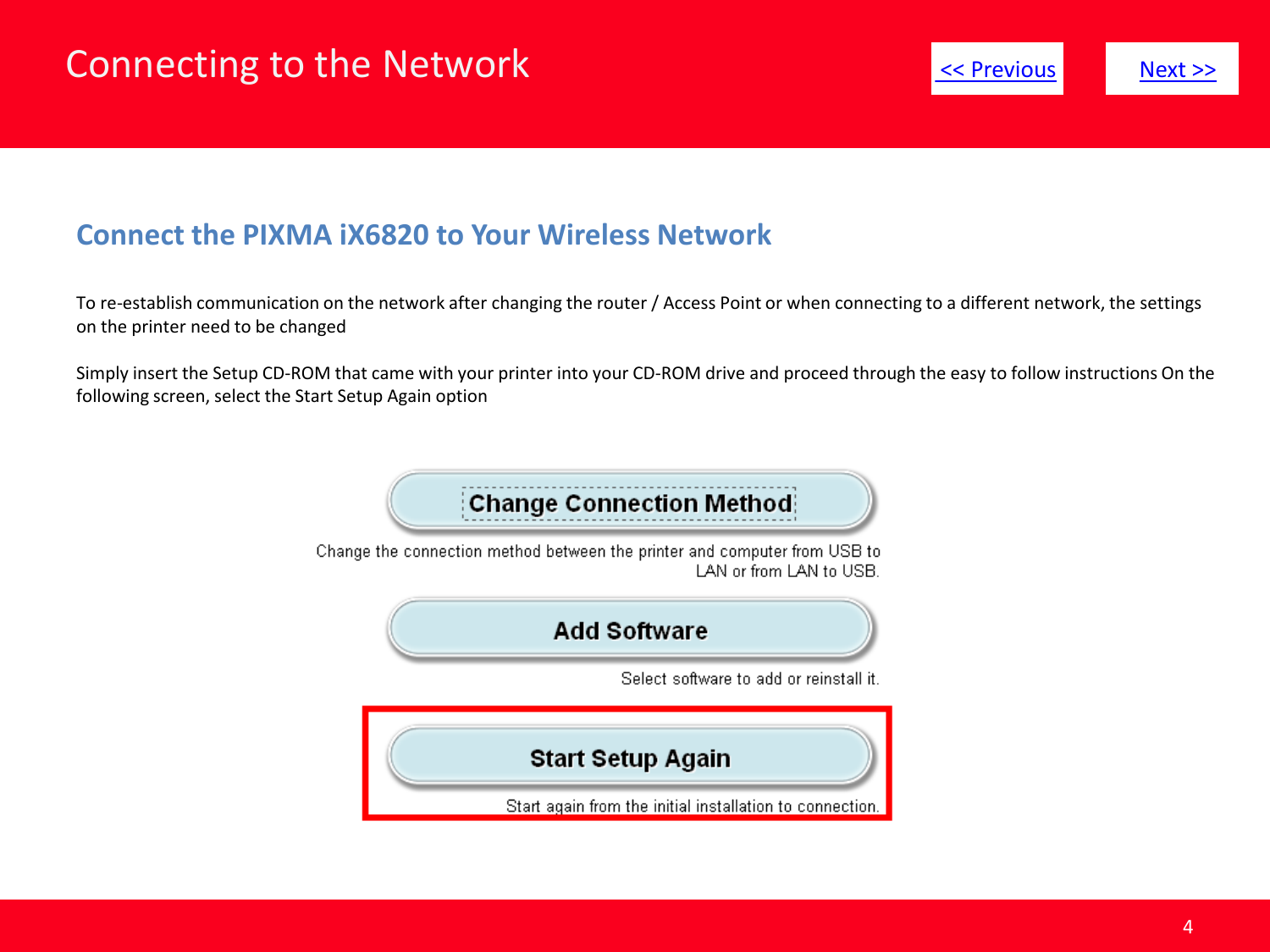# Connecting to the Network

<< Previous    Next >>

## Connect the PIXMA iX6820 to Your Wireless Network

To re-establish communication on the network after changing the router / Access Point or when connecting to a different network, the settings on the printer need to be changed

Simply insert the Setup CD-ROM that came with your printer into your CD-ROM drive and proceed through the easy to follow instructions On the following screen, select the Start Setup Again option

**Change Connection Method**

Change the connection method between the printer and computer from USB to LAN or from LAN to USB.

**Add Software**

Select software to add or reinstall it.

**Start Setup Again**

Start again from the initial installation to connection.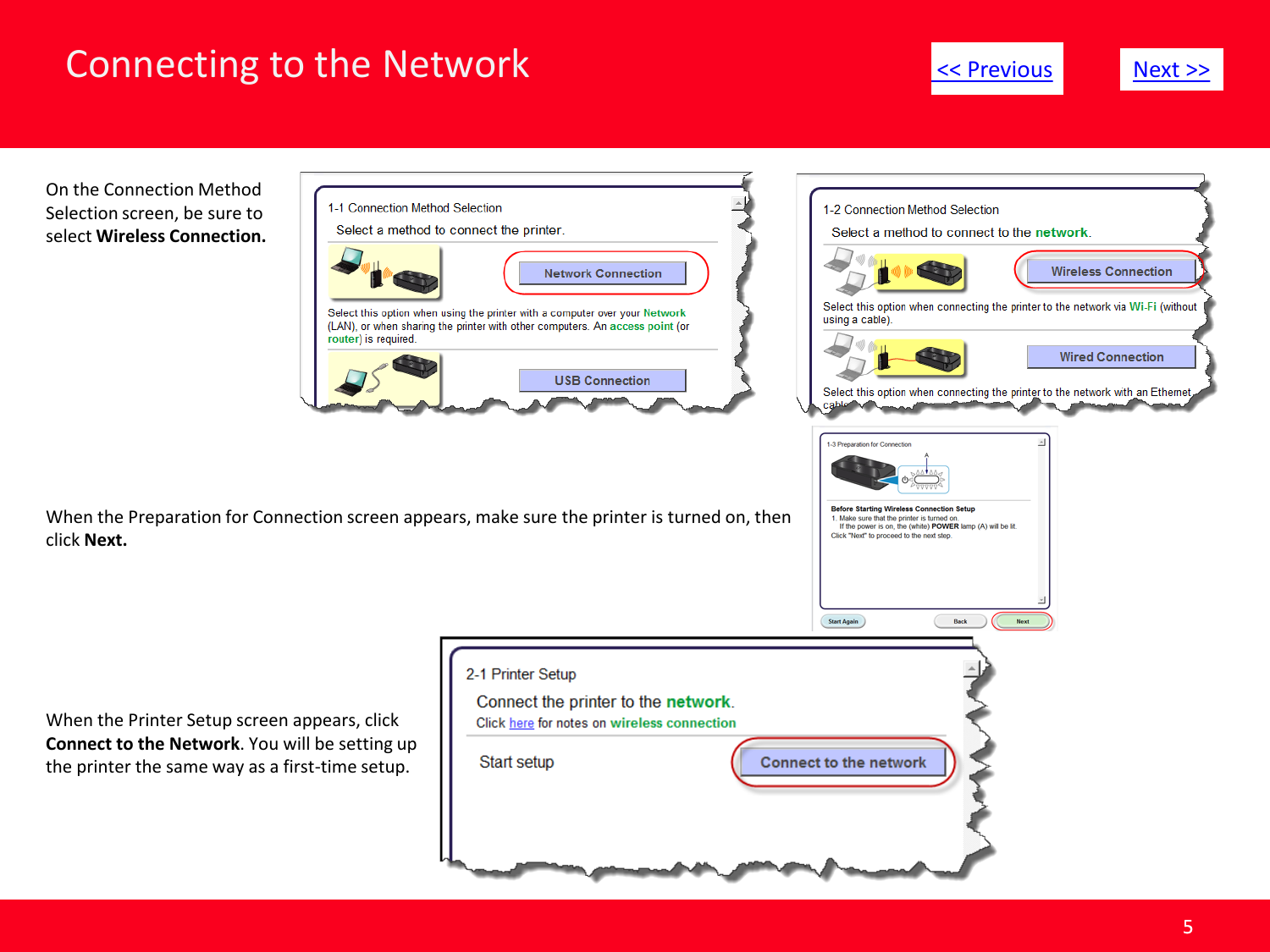# Connecting to the Network

<< Previous

Next >>

On the Connection Method Selection screen, be sure to select **Wireless Connection.**

1-1 Connection Method Selection

Select a method to connect the printer.

Network Connection

Select this option when using the printer with a computer over your Network (LAN), or when sharing the printer with other computers. An access point (or router) is required.

USB Connection

1-2 Connection Method Selection

Select a method to connect to the network.

Wireless Connection

Select this option when connecting the printer to the network via Wi-Fi (without using a cable).

Wired Connection

Select this option when connecting the printer to the network with an Ethernet cable.

When the Preparation for Connection screen appears, make sure the printer is turned on, then click **Next.**

1-3 Preparation for Connection

**Before Starting Wireless Connection Setup**

1. Make sure that the printer is turned on.
   If the power is on, the (white) **POWER** lamp (A) will be lit.

Click "Next" to proceed to the next step.

Start Again | Back | Next

When the Printer Setup screen appears, click **Connect to the Network**. You will be setting up the printer the same way as a first-time setup.

2-1 Printer Setup

Connect the printer to the network.

Click here for notes on wireless connection

Start setup

Connect to the network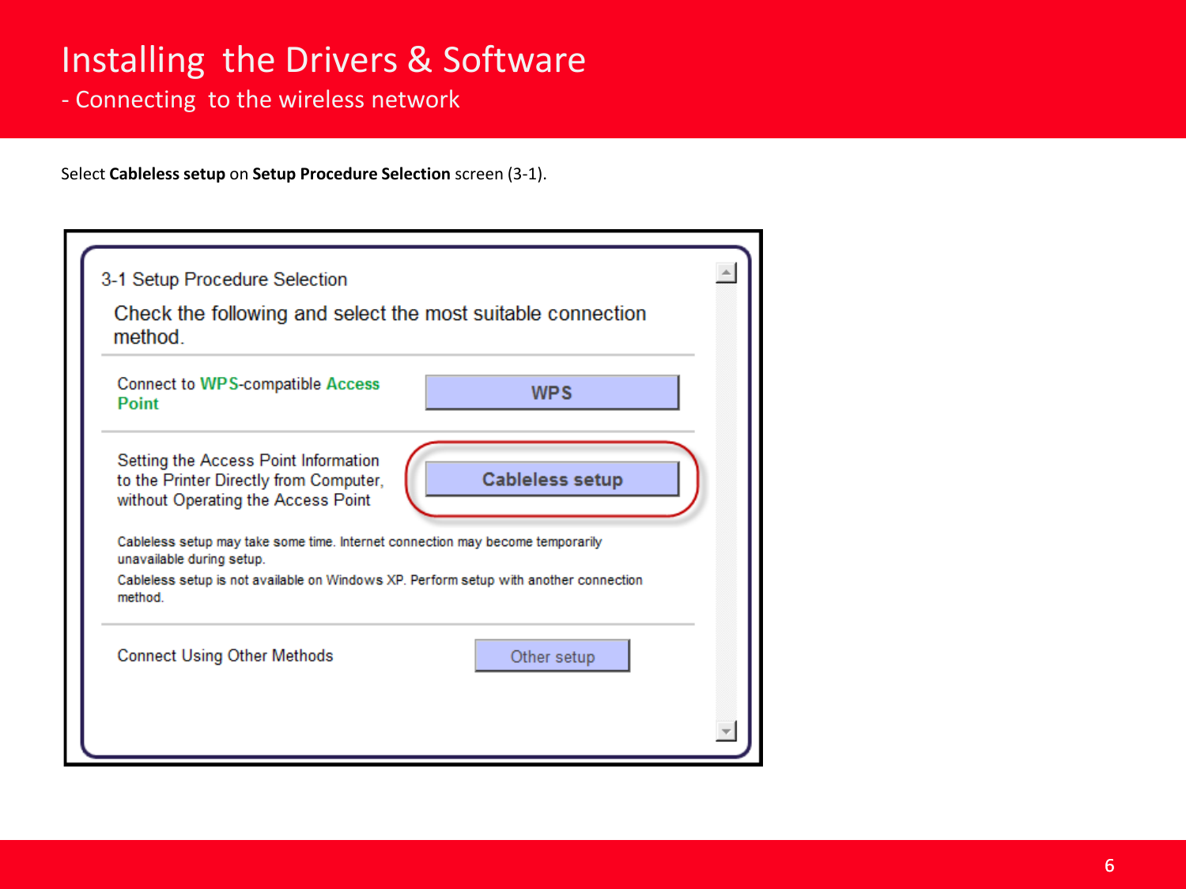# Installing the Drivers & Software

## - Connecting to the wireless network

Select **Cableless setup** on **Setup Procedure Selection** screen (3-1).

3-1 Setup Procedure Selection

Check the following and select the most suitable connection method.

Connect to WPS-compatible Access Point — **WPS**

Setting the Access Point Information to the Printer Directly from Computer, without Operating the Access Point — **Cableless setup**

Cableless setup may take some time. Internet connection may become temporarily unavailable during setup.

Cableless setup is not available on Windows XP. Perform setup with another connection method.

Connect Using Other Methods — Other setup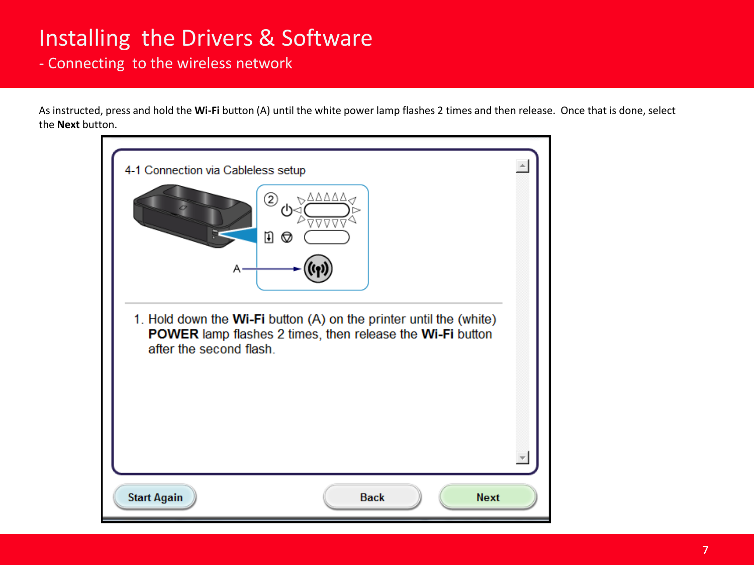# Installing the Drivers & Software

## - Connecting to the wireless network

As instructed, press and hold the **Wi-Fi** button (A) until the white power lamp flashes 2 times and then release. Once that is done, select the **Next** button.

4-1 Connection via Cableless setup

1. Hold down the **Wi-Fi** button (A) on the printer until the (white) **POWER** lamp flashes 2 times, then release the **Wi-Fi** button after the second flash.

Start Again | Back | Next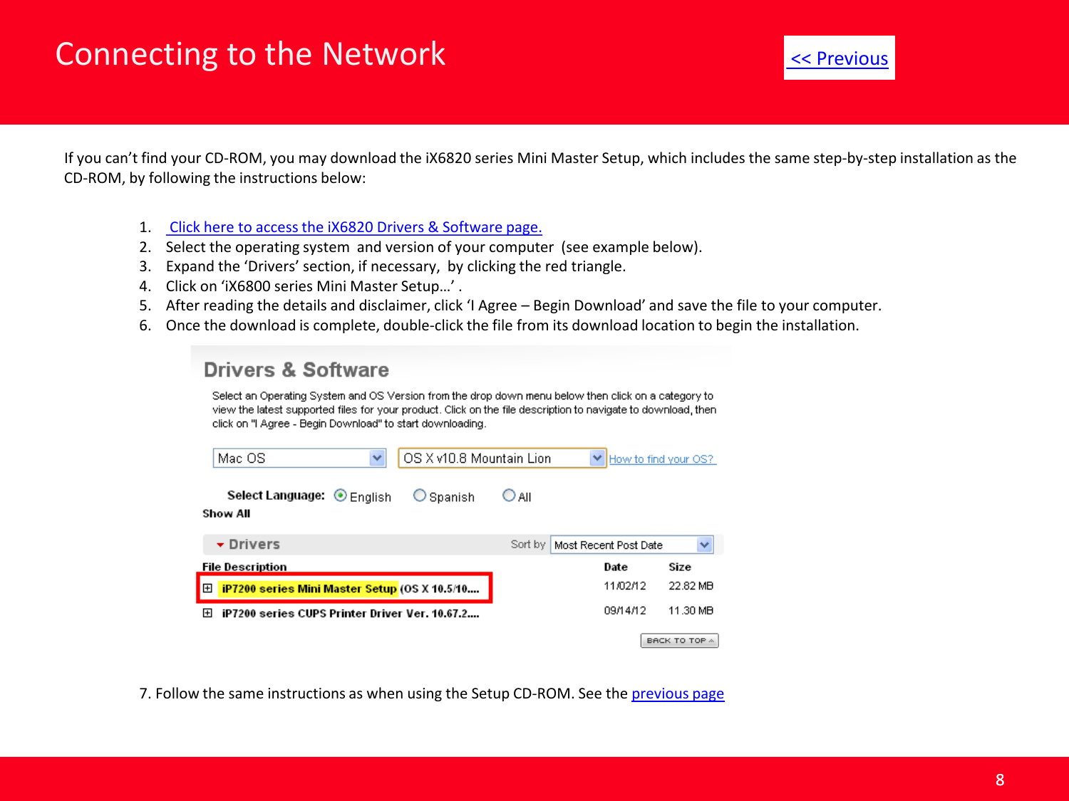# Connecting to the Network

<< Previous

If you can't find your CD-ROM, you may download the iX6820 series Mini Master Setup, which includes the same step-by-step installation as the CD-ROM, by following the instructions below:

1. Click here to access the iX6820 Drivers & Software page.
2. Select the operating system and version of your computer (see example below).
3. Expand the 'Drivers' section, if necessary, by clicking the red triangle.
4. Click on 'iX6800 series Mini Master Setup…' .
5. After reading the details and disclaimer, click 'I Agree – Begin Download' and save the file to your computer.
6. Once the download is complete, double-click the file from its download location to begin the installation.

Drivers & Software

Select an Operating System and OS Version from the drop down menu below then click on a category to view the latest supported files for your product. Click on the file description to navigate to download, then click on "I Agree - Begin Download" to start downloading.

Mac OS

OS X v10.8 Mountain Lion

How to find your OS?

Select Language: English Spanish All

Show All

Drivers

Sort by Most Recent Post Date

| File Description | Date | Size |
| --- | --- | --- |
| iP7200 series Mini Master Setup (OS X 10.5/10.... | 11/02/12 | 22.82 MB |
| iP7200 series CUPS Printer Driver Ver. 10.67.2.... | 09/14/12 | 11.30 MB |

BACK TO TOP

7. Follow the same instructions as when using the Setup CD-ROM. See the previous page